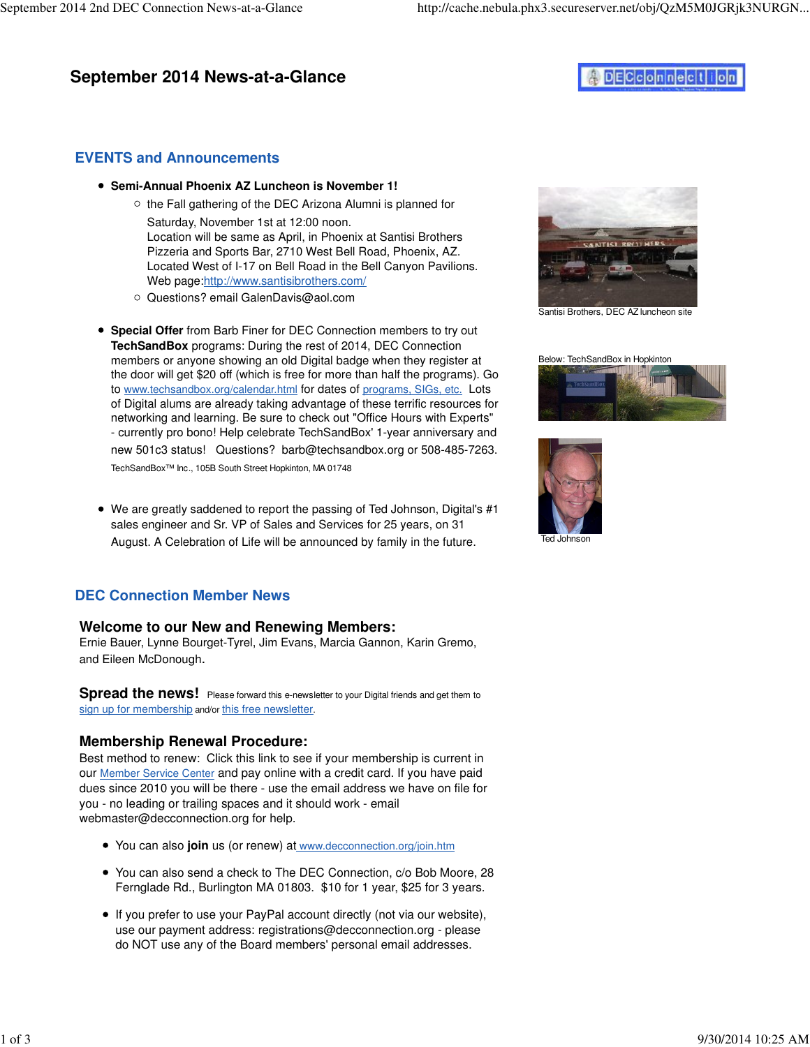# September 2014 News-at-a-Glance

## EVENTS and Announcements

- **Semi-Annual Phoenix AZ Luncheon is November 1!**
  - the Fall gathering of the DEC Arizona Alumni is planned for Saturday, November 1st at 12:00 noon.
    Location will be same as April, in Phoenix at Santisi Brothers Pizzeria and Sports Bar, 2710 West Bell Road, Phoenix, AZ.
    Located West of I-17 on Bell Road in the Bell Canyon Pavilions.
    Web page:http://www.santisibrothers.com/
  - Questions? email GalenDavis@aol.com

Santisi Brothers, DEC AZ luncheon site

- **Special Offer** from Barb Finer for DEC Connection members to try out **TechSandBox** programs: During the rest of 2014, DEC Connection members or anyone showing an old Digital badge when they register at the door will get $20 off (which is free for more than half the programs). Go to www.techsandbox.org/calendar.html for dates of programs, SIGs, etc. Lots of Digital alums are already taking advantage of these terrific resources for networking and learning. Be sure to check out "Office Hours with Experts" - currently pro bono! Help celebrate TechSandBox' 1-year anniversary and new 501c3 status! Questions? barb@techsandbox.org or 508-485-7263.

  TechSandBox™ Inc., 105B South Street Hopkinton, MA 01748

Below: TechSandBox in Hopkinton

- We are greatly saddened to report the passing of Ted Johnson, Digital's #1 sales engineer and Sr. VP of Sales and Services for 25 years, on 31 August. A Celebration of Life will be announced by family in the future.

Ted Johnson

## DEC Connection Member News

### Welcome to our New and Renewing Members:

Ernie Bauer, Lynne Bourget-Tyrel, Jim Evans, Marcia Gannon, Karin Gremo, and Eileen McDonough.

### Spread the news!

Please forward this e-newsletter to your Digital friends and get them to sign up for membership and/or this free newsletter.

### Membership Renewal Procedure:

Best method to renew: Click this link to see if your membership is current in our Member Service Center and pay online with a credit card. If you have paid dues since 2010 you will be there - use the email address we have on file for you - no leading or trailing spaces and it should work - email webmaster@decconnection.org for help.

- You can also **join** us (or renew) at www.decconnection.org/join.htm
- You can also send a check to The DEC Connection, c/o Bob Moore, 28 Fernglade Rd., Burlington MA 01803. $10 for 1 year, $25 for 3 years.
- If you prefer to use your PayPal account directly (not via our website), use our payment address: registrations@decconnection.org - please do NOT use any of the Board members' personal email addresses.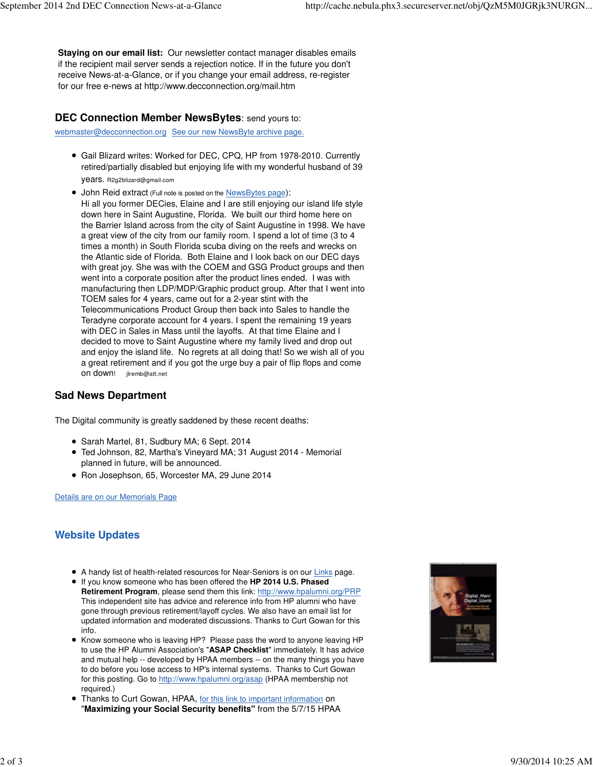**Staying on our email list:** Our newsletter contact manager disables emails if the recipient mail server sends a rejection notice. If in the future you don't receive News-at-a-Glance, or if you change your email address, re-register for our free e-news at http://www.decconnection.org/mail.htm

## DEC Connection Member NewsBytes: send yours to:

webmaster@decconnection.org  See our new NewsByte archive page.

- Gail Blizard writes: Worked for DEC, CPQ, HP from 1978-2010. Currently retired/partially disabled but enjoying life with my wonderful husband of 39 years. R2g2blizard@gmail.com
- John Reid extract (Full note is posted on the NewsBytes page):
  Hi all you former DECies, Elaine and I are still enjoying our island life style down here in Saint Augustine, Florida. We built our third home here on the Barrier Island across from the city of Saint Augustine in 1998. We have a great view of the city from our family room. I spend a lot of time (3 to 4 times a month) in South Florida scuba diving on the reefs and wrecks on the Atlantic side of Florida. Both Elaine and I look back on our DEC days with great joy. She was with the COEM and GSG Product groups and then went into a corporate position after the product lines ended. I was with manufacturing then LDP/MDP/Graphic product group. After that I went into TOEM sales for 4 years, came out for a 2-year stint with the Telecommunications Product Group then back into Sales to handle the Teradyne corporate account for 4 years. I spent the remaining 19 years with DEC in Sales in Mass until the layoffs. At that time Elaine and I decided to move to Saint Augustine where my family lived and drop out and enjoy the island life. No regrets at all doing that! So we wish all of you a great retirement and if you got the urge buy a pair of flip flops and come on down! jlremb@att.net

## Sad News Department

The Digital community is greatly saddened by these recent deaths:

- Sarah Martel, 81, Sudbury MA; 6 Sept. 2014
- Ted Johnson, 82, Martha's Vineyard MA; 31 August 2014 - Memorial planned in future, will be announced.
- Ron Josephson, 65, Worcester MA, 29 June 2014

Details are on our Memorials Page

## Website Updates

- A handy list of health-related resources for Near-Seniors is on our Links page.
- If you know someone who has been offered the **HP 2014 U.S. Phased Retirement Program**, please send them this link: http://www.hpalumni.org/PRP This independent site has advice and reference info from HP alumni who have gone through previous retirement/layoff cycles. We also have an email list for updated information and moderated discussions. Thanks to Curt Gowan for this info.
- Know someone who is leaving HP? Please pass the word to anyone leaving HP to use the HP Alumni Association's "**ASAP Checklist**" immediately. It has advice and mutual help -- developed by HPAA members -- on the many things you have to do before you lose access to HP's internal systems. Thanks to Curt Gowan for this posting. Go to http://www.hpalumni.org/asap (HPAA membership not required.)
- Thanks to Curt Gowan, HPAA, for this link to important information on "**Maximizing your Social Security benefits"** from the 5/7/15 HPAA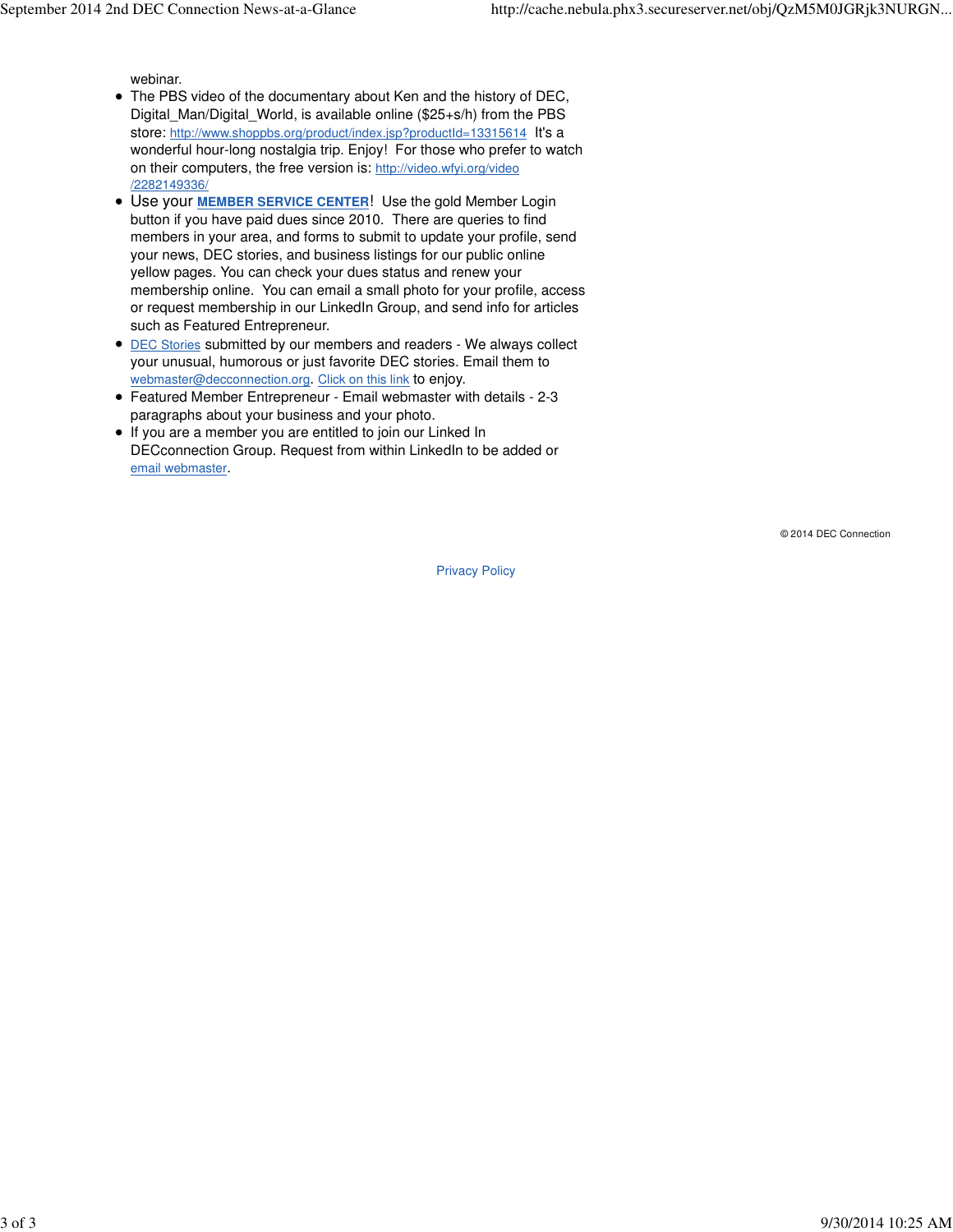webinar.

- The PBS video of the documentary about Ken and the history of DEC, Digital_Man/Digital_World, is available online ($25+s/h) from the PBS store: http://www.shoppbs.org/product/index.jsp?productId=13315614 It's a wonderful hour-long nostalgia trip. Enjoy! For those who prefer to watch on their computers, the free version is: http://video.wfyi.org/video/2282149336/
- Use your **MEMBER SERVICE CENTER**! Use the gold Member Login button if you have paid dues since 2010. There are queries to find members in your area, and forms to submit to update your profile, send your news, DEC stories, and business listings for our public online yellow pages. You can check your dues status and renew your membership online. You can email a small photo for your profile, access or request membership in our LinkedIn Group, and send info for articles such as Featured Entrepreneur.
- DEC Stories submitted by our members and readers - We always collect your unusual, humorous or just favorite DEC stories. Email them to webmaster@decconnection.org. Click on this link to enjoy.
- Featured Member Entrepreneur - Email webmaster with details - 2-3 paragraphs about your business and your photo.
- If you are a member you are entitled to join our Linked In DECconnection Group. Request from within LinkedIn to be added or email webmaster.

© 2014 DEC Connection

Privacy Policy